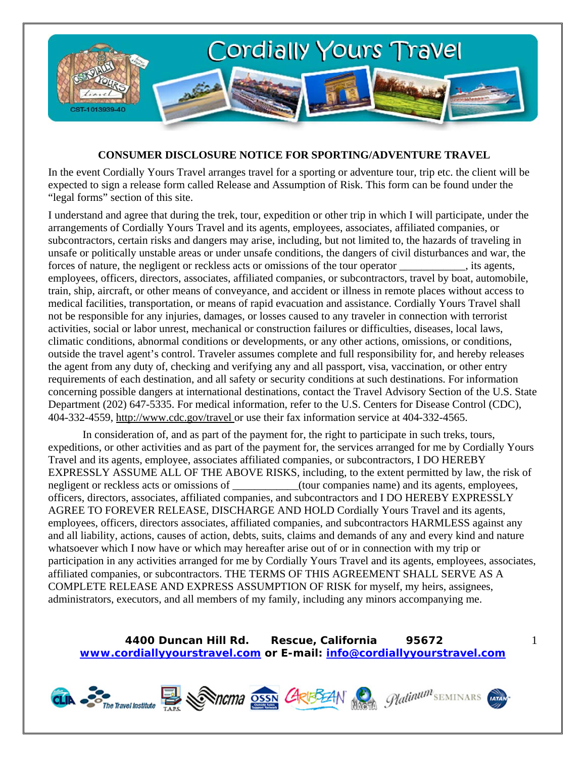# CONSUMER DISCLOSURE NOTICE FOR SPORTING/ADVENTURE TRAVEL

In the event Cordially Yours Travel arranges travel for a sporting or adventure tour, trip etc. the client will be expected to sign a release form called Release and Assumption of Risk. This form can be found under the "legal forms" section of this site.

I understand and agree that during the trek, tour, expedition or other trip in which I will participate, under the arrangements of Cordially Yours Travel and its agents, employees, associates, affiliated companies, or subcontractors, certain risks and dangers may arise, including, but not limited to, the hazards of traveling in unsafe or politically unstable areas or under unsafe conditions, the dangers of civil disturbances and war, the forces of nature, the negligent or reckless acts or omissions of the tour operator ___________, its agents, employees, officers, directors, associates, affiliated companies, or subcontractors, travel by boat, automobile, train, ship, aircraft, or other means of conveyance, and accident or illness in remote places without access to medical facilities, transportation, or means of rapid evacuation and assistance. Cordially Yours Travel shall not be responsible for any injuries, damages, or losses caused to any traveler in connection with terrorist activities, social or labor unrest, mechanical or construction failures or difficulties, diseases, local laws, climatic conditions, abnormal conditions or developments, or any other actions, omissions, or conditions, outside the travel agent's control. Traveler assumes complete and full responsibility for, and hereby releases the agent from any duty of, checking and verifying any and all passport, visa, vaccination, or other entry requirements of each destination, and all safety or security conditions at such destinations. For information concerning possible dangers at international destinations, contact the Travel Advisory Section of the U.S. State Department (202) 647-5335. For medical information, refer to the U.S. Centers for Disease Control (CDC), 404-332-4559, http://www.cdc.gov/travel or use their fax information service at 404-332-4565.

In consideration of, and as part of the payment for, the right to participate in such treks, tours, expeditions, or other activities and as part of the payment for, the services arranged for me by Cordially Yours Travel and its agents, employee, associates affiliated companies, or subcontractors, I DO HEREBY EXPRESSLY ASSUME ALL OF THE ABOVE RISKS, including, to the extent permitted by law, the risk of negligent or reckless acts or omissions of ___________(tour companies name) and its agents, employees, officers, directors, associates, affiliated companies, and subcontractors and I DO HEREBY EXPRESSLY AGREE TO FOREVER RELEASE, DISCHARGE AND HOLD Cordially Yours Travel and its agents, employees, officers, directors associates, affiliated companies, and subcontractors HARMLESS against any and all liability, actions, causes of action, debts, suits, claims and demands of any and every kind and nature whatsoever which I now have or which may hereafter arise out of or in connection with my trip or participation in any activities arranged for me by Cordially Yours Travel and its agents, employees, associates, affiliated companies, or subcontractors. THE TERMS OF THIS AGREEMENT SHALL SERVE AS A COMPLETE RELEASE AND EXPRESS ASSUMPTION OF RISK for myself, my heirs, assignees, administrators, executors, and all members of my family, including any minors accompanying me.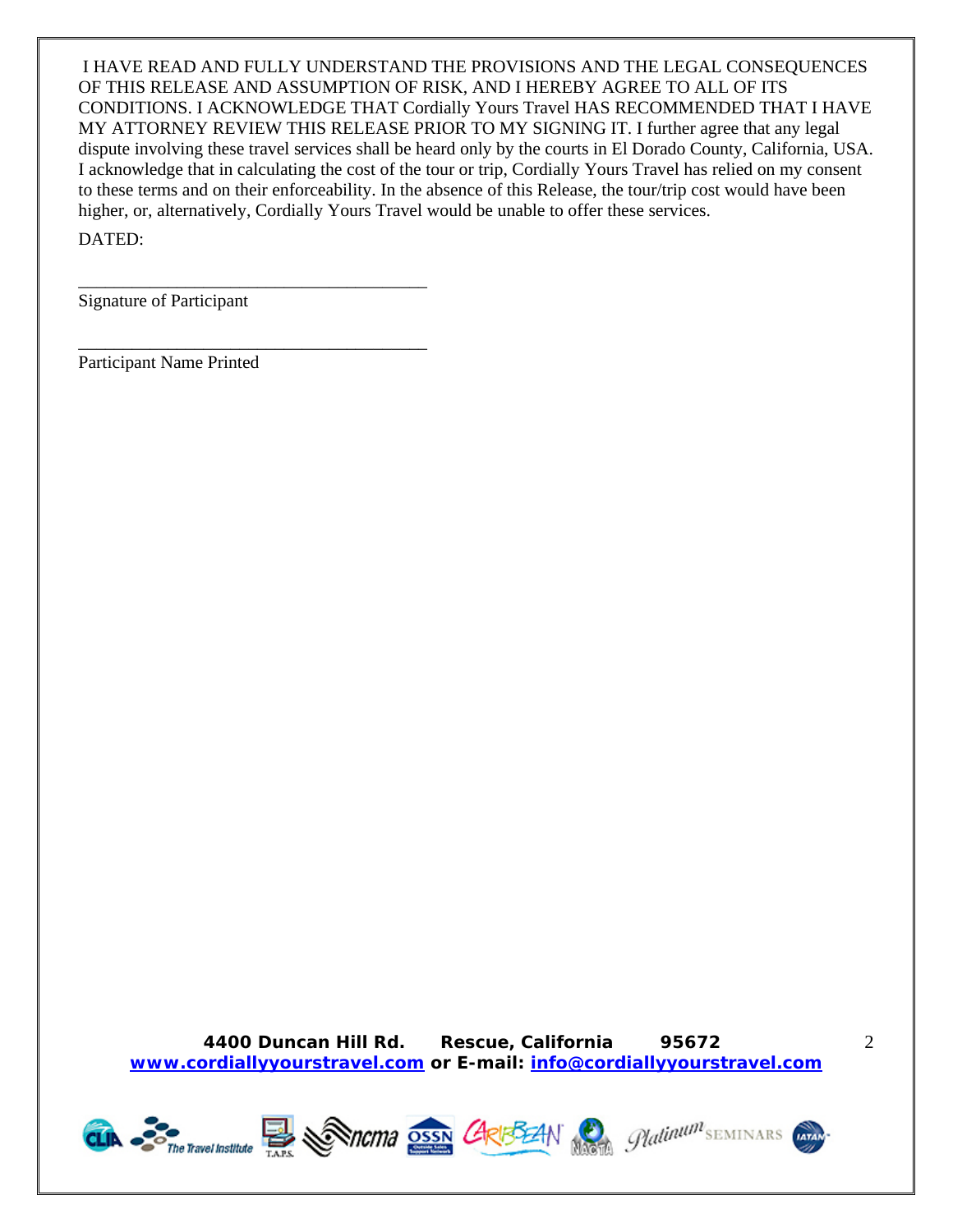I HAVE READ AND FULLY UNDERSTAND THE PROVISIONS AND THE LEGAL CONSEQUENCES OF THIS RELEASE AND ASSUMPTION OF RISK, AND I HEREBY AGREE TO ALL OF ITS CONDITIONS. I ACKNOWLEDGE THAT Cordially Yours Travel HAS RECOMMENDED THAT I HAVE MY ATTORNEY REVIEW THIS RELEASE PRIOR TO MY SIGNING IT. I further agree that any legal dispute involving these travel services shall be heard only by the courts in El Dorado County, California, USA. I acknowledge that in calculating the cost of the tour or trip, Cordially Yours Travel has relied on my consent to these terms and on their enforceability. In the absence of this Release, the tour/trip cost would have been higher, or, alternatively, Cordially Yours Travel would be unable to offer these services.

DATED:

________________________________________
Signature of Participant

________________________________________
Participant Name Printed

**4400 Duncan Hill Rd. Rescue, California 95672**
**www.cordiallyyourstravel.com or E-mail: info@cordiallyyourstravel.com**